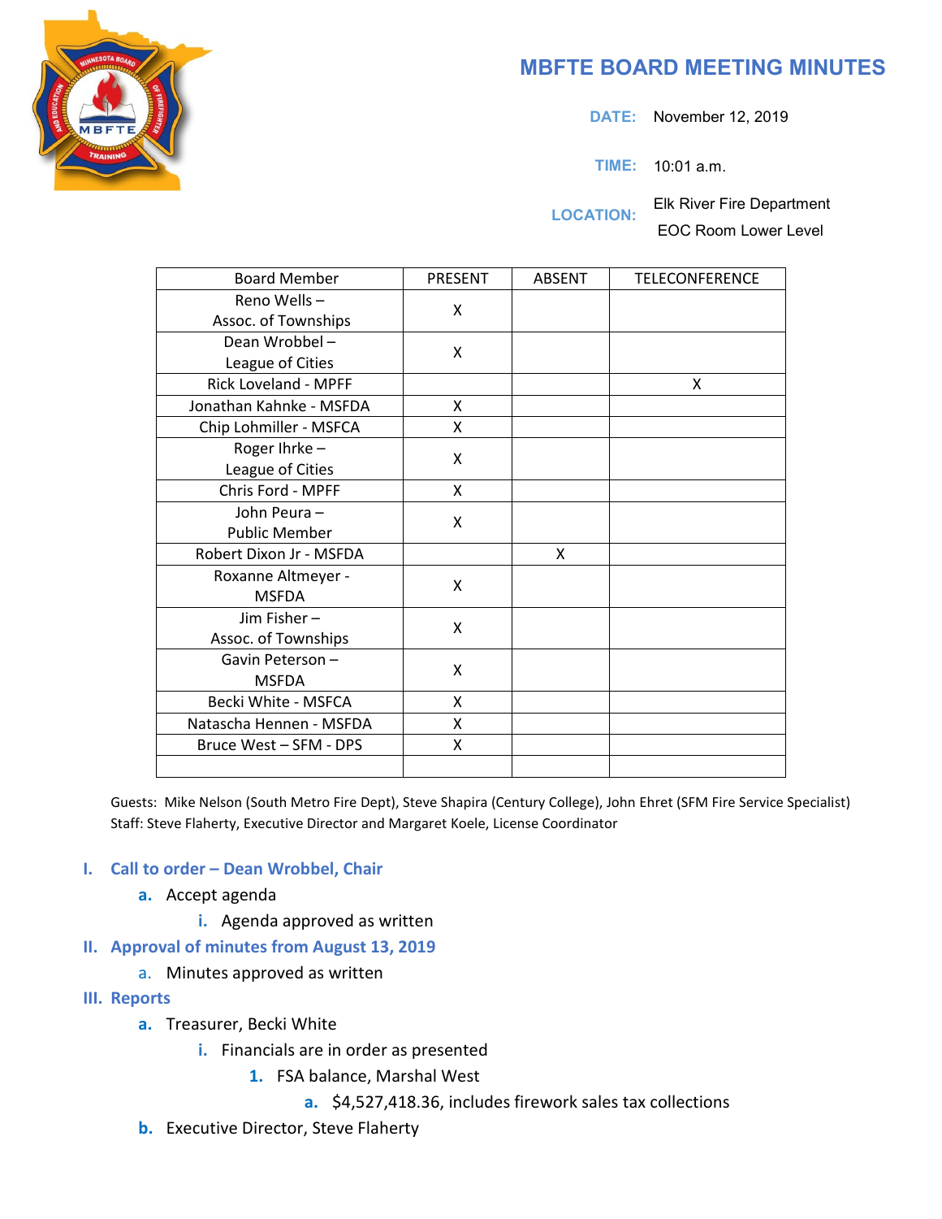# MBFTE BOARD MEETING MINUTES

**DATE:** November 12, 2019

**TIME:** 10:01 a.m.

**LOCATION:** Elk River Fire Department
EOC Room Lower Level

| Board Member | PRESENT | ABSENT | TELECONFERENCE |
|---|---|---|---|
| Reno Wells – Assoc. of Townships | X | | |
| Dean Wrobbel – League of Cities | X | | |
| Rick Loveland - MPFF | | | X |
| Jonathan Kahnke - MSFDA | X | | |
| Chip Lohmiller - MSFCA | X | | |
| Roger Ihrke – League of Cities | X | | |
| Chris Ford - MPFF | X | | |
| John Peura – Public Member | X | | |
| Robert Dixon Jr - MSFDA | | X | |
| Roxanne Altmeyer - MSFDA | X | | |
| Jim Fisher – Assoc. of Townships | X | | |
| Gavin Peterson – MSFDA | X | | |
| Becki White - MSFCA | X | | |
| Natascha Hennen - MSFDA | X | | |
| Bruce West – SFM - DPS | X | | |
| | | | |

Guests: Mike Nelson (South Metro Fire Dept), Steve Shapira (Century College), John Ehret (SFM Fire Service Specialist)
Staff: Steve Flaherty, Executive Director and Margaret Koele, License Coordinator

## I. Call to order – Dean Wrobbel, Chair

- a. Accept agenda
  - i. Agenda approved as written

## II. Approval of minutes from August 13, 2019

- a. Minutes approved as written

## III. Reports

- a. Treasurer, Becki White
  - i. Financials are in order as presented
    1. FSA balance, Marshal West
       - a. $4,527,418.36, includes firework sales tax collections
- b. Executive Director, Steve Flaherty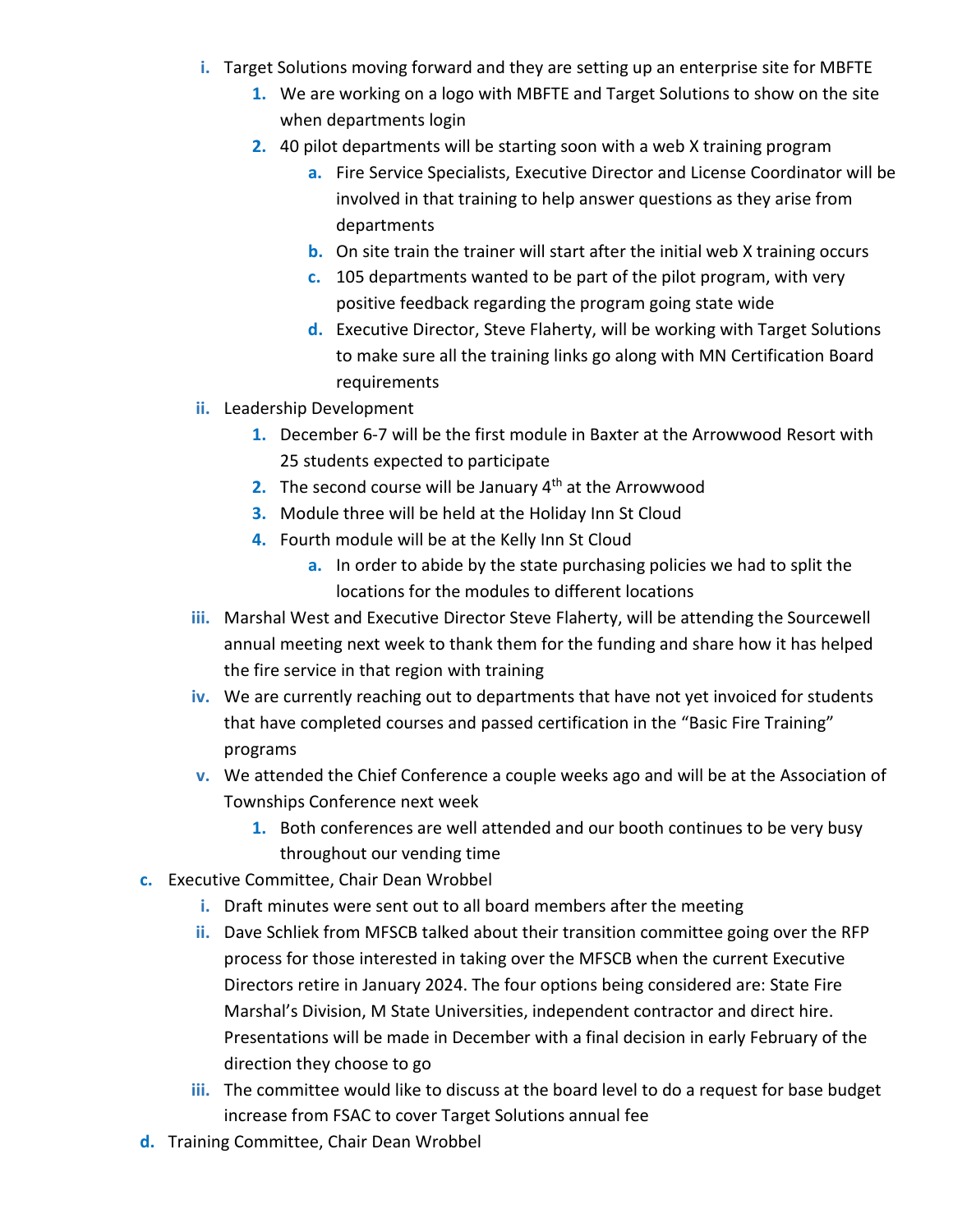i. Target Solutions moving forward and they are setting up an enterprise site for MBFTE
    1. We are working on a logo with MBFTE and Target Solutions to show on the site when departments login
    2. 40 pilot departments will be starting soon with a web X training program
        a. Fire Service Specialists, Executive Director and License Coordinator will be involved in that training to help answer questions as they arise from departments
        b. On site train the trainer will start after the initial web X training occurs
        c. 105 departments wanted to be part of the pilot program, with very positive feedback regarding the program going state wide
        d. Executive Director, Steve Flaherty, will be working with Target Solutions to make sure all the training links go along with MN Certification Board requirements

ii. Leadership Development
    1. December 6-7 will be the first module in Baxter at the Arrowwood Resort with 25 students expected to participate
    2. The second course will be January 4th at the Arrowwood
    3. Module three will be held at the Holiday Inn St Cloud
    4. Fourth module will be at the Kelly Inn St Cloud
        a. In order to abide by the state purchasing policies we had to split the locations for the modules to different locations

iii. Marshal West and Executive Director Steve Flaherty, will be attending the Sourcewell annual meeting next week to thank them for the funding and share how it has helped the fire service in that region with training

iv. We are currently reaching out to departments that have not yet invoiced for students that have completed courses and passed certification in the "Basic Fire Training" programs

v. We attended the Chief Conference a couple weeks ago and will be at the Association of Townships Conference next week
    1. Both conferences are well attended and our booth continues to be very busy throughout our vending time

c. Executive Committee, Chair Dean Wrobbel
    i. Draft minutes were sent out to all board members after the meeting
    ii. Dave Schliek from MFSCB talked about their transition committee going over the RFP process for those interested in taking over the MFSCB when the current Executive Directors retire in January 2024. The four options being considered are: State Fire Marshal's Division, M State Universities, independent contractor and direct hire. Presentations will be made in December with a final decision in early February of the direction they choose to go
    iii. The committee would like to discuss at the board level to do a request for base budget increase from FSAC to cover Target Solutions annual fee

d. Training Committee, Chair Dean Wrobbel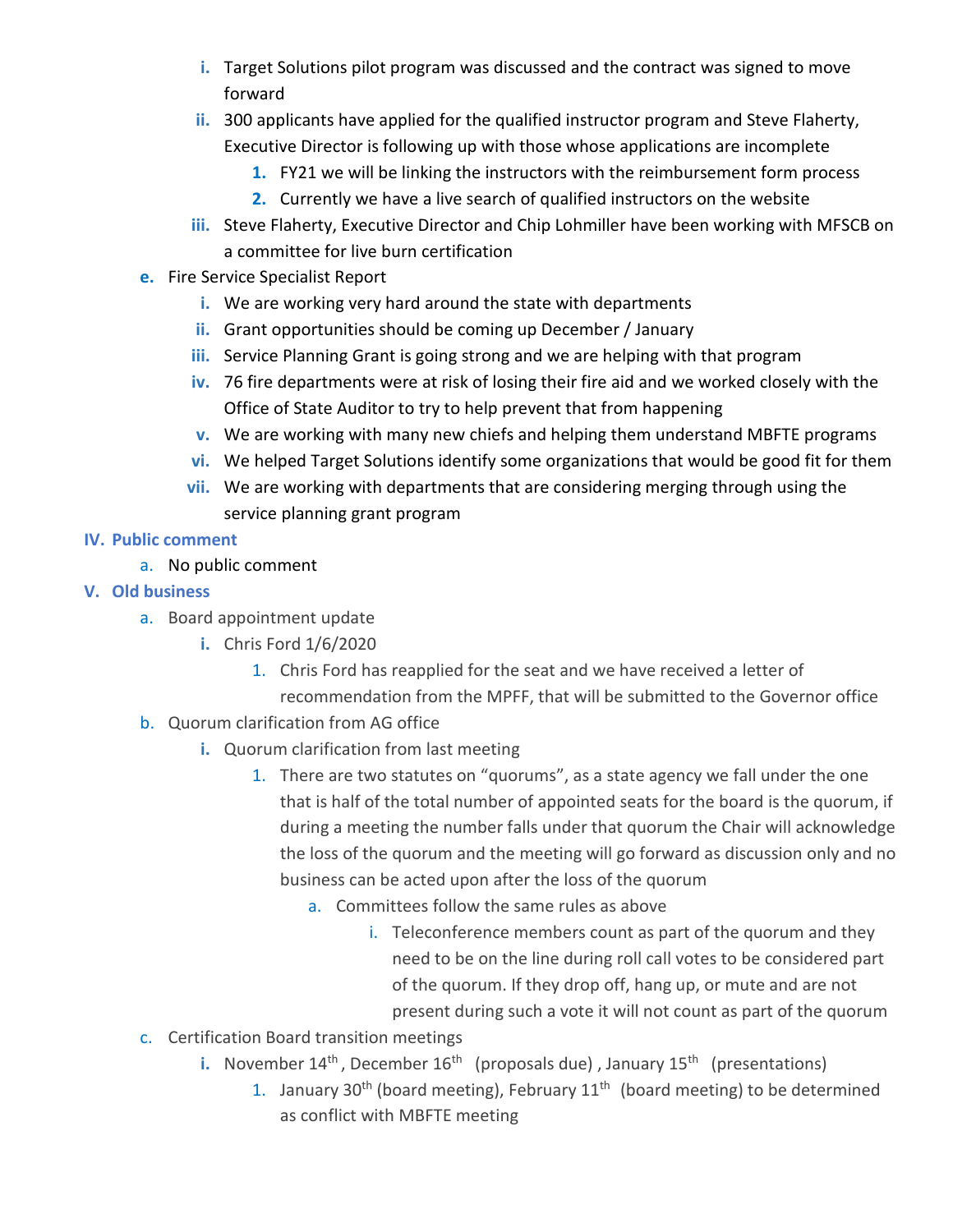i. Target Solutions pilot program was discussed and the contract was signed to move forward
   ii. 300 applicants have applied for the qualified instructor program and Steve Flaherty, Executive Director is following up with those whose applications are incomplete
      1. FY21 we will be linking the instructors with the reimbursement form process
      2. Currently we have a live search of qualified instructors on the website
   iii. Steve Flaherty, Executive Director and Chip Lohmiller have been working with MFSCB on a committee for live burn certification

e. Fire Service Specialist Report
   i. We are working very hard around the state with departments
   ii. Grant opportunities should be coming up December / January
   iii. Service Planning Grant is going strong and we are helping with that program
   iv. 76 fire departments were at risk of losing their fire aid and we worked closely with the Office of State Auditor to try to help prevent that from happening
   v. We are working with many new chiefs and helping them understand MBFTE programs
   vi. We helped Target Solutions identify some organizations that would be good fit for them
   vii. We are working with departments that are considering merging through using the service planning grant program

## IV. Public comment

a. No public comment

## V. Old business

a. Board appointment update
   i. Chris Ford 1/6/2020
      1. Chris Ford has reapplied for the seat and we have received a letter of recommendation from the MPFF, that will be submitted to the Governor office

b. Quorum clarification from AG office
   i. Quorum clarification from last meeting
      1. There are two statutes on “quorums”, as a state agency we fall under the one that is half of the total number of appointed seats for the board is the quorum, if during a meeting the number falls under that quorum the Chair will acknowledge the loss of the quorum and the meeting will go forward as discussion only and no business can be acted upon after the loss of the quorum
         a. Committees follow the same rules as above
            i. Teleconference members count as part of the quorum and they need to be on the line during roll call votes to be considered part of the quorum. If they drop off, hang up, or mute and are not present during such a vote it will not count as part of the quorum

c. Certification Board transition meetings
   i. November 14th, December 16th (proposals due), January 15th (presentations)
      1. January 30th (board meeting), February 11th (board meeting) to be determined as conflict with MBFTE meeting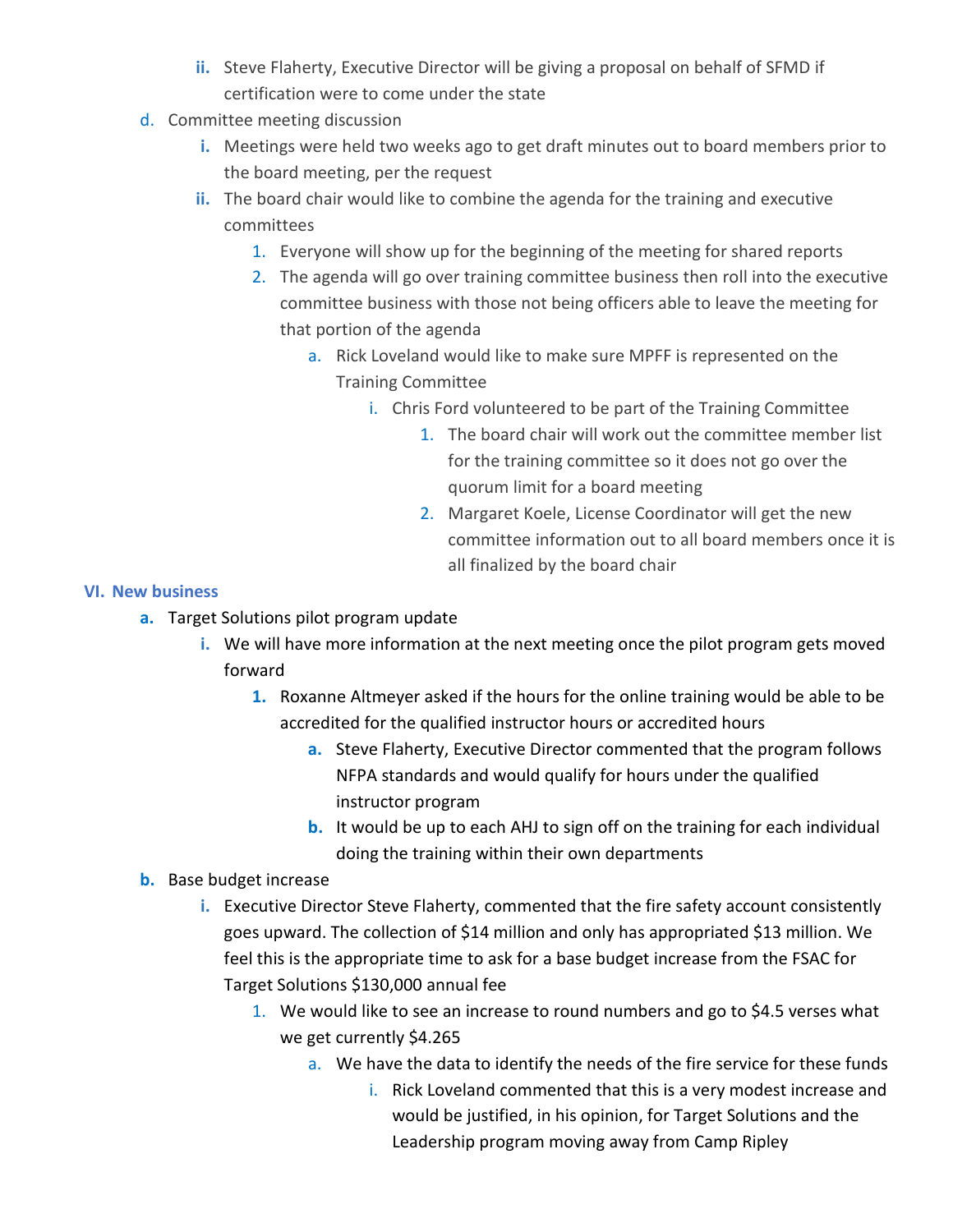- ii. Steve Flaherty, Executive Director will be giving a proposal on behalf of SFMD if certification were to come under the state

- d. Committee meeting discussion
  - i. Meetings were held two weeks ago to get draft minutes out to board members prior to the board meeting, per the request
  - ii. The board chair would like to combine the agenda for the training and executive committees
    1. Everyone will show up for the beginning of the meeting for shared reports
    2. The agenda will go over training committee business then roll into the executive committee business with those not being officers able to leave the meeting for that portion of the agenda
       - a. Rick Loveland would like to make sure MPFF is represented on the Training Committee
         - i. Chris Ford volunteered to be part of the Training Committee
           1. The board chair will work out the committee member list for the training committee so it does not go over the quorum limit for a board meeting
           2. Margaret Koele, License Coordinator will get the new committee information out to all board members once it is all finalized by the board chair

## VI. New business

- **a.** Target Solutions pilot program update
  - **i.** We will have more information at the next meeting once the pilot program gets moved forward
    **1.** Roxanne Altmeyer asked if the hours for the online training would be able to be accredited for the qualified instructor hours or accredited hours
       - **a.** Steve Flaherty, Executive Director commented that the program follows NFPA standards and would qualify for hours under the qualified instructor program
       - **b.** It would be up to each AHJ to sign off on the training for each individual doing the training within their own departments
- **b.** Base budget increase
  - **i.** Executive Director Steve Flaherty, commented that the fire safety account consistently goes upward. The collection of $14 million and only has appropriated $13 million. We feel this is the appropriate time to ask for a base budget increase from the FSAC for Target Solutions $130,000 annual fee
    1. We would like to see an increase to round numbers and go to $4.5 verses what we get currently $4.265
       - a. We have the data to identify the needs of the fire service for these funds
         - i. Rick Loveland commented that this is a very modest increase and would be justified, in his opinion, for Target Solutions and the Leadership program moving away from Camp Ripley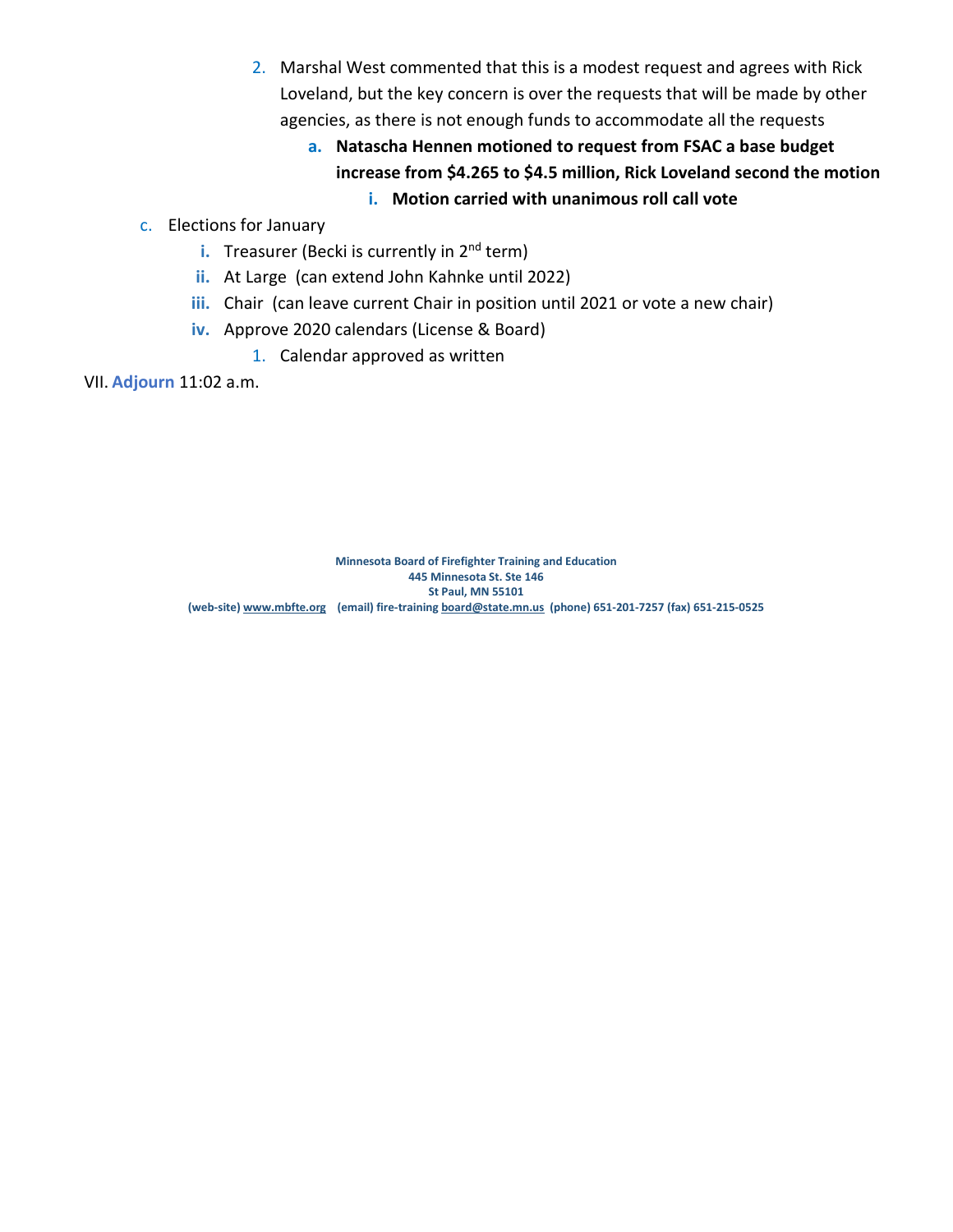2. Marshal West commented that this is a modest request and agrees with Rick Loveland, but the key concern is over the requests that will be made by other agencies, as there is not enough funds to accommodate all the requests
    a. **Natascha Hennen motioned to request from FSAC a base budget increase from $4.265 to $4.5 million, Rick Loveland second the motion**
        i. **Motion carried with unanimous roll call vote**

c. Elections for January
    i. Treasurer (Becki is currently in 2nd term)
    ii. At Large (can extend John Kahnke until 2022)
    iii. Chair (can leave current Chair in position until 2021 or vote a new chair)
    iv. Approve 2020 calendars (License & Board)
        1. Calendar approved as written

VII. **Adjourn** 11:02 a.m.

**Minnesota Board of Firefighter Training and Education**
**445 Minnesota St. Ste 146**
**St Paul, MN 55101**
**(web-site) www.mbfte.org (email) fire-training board@state.mn.us (phone) 651-201-7257 (fax) 651-215-0525**